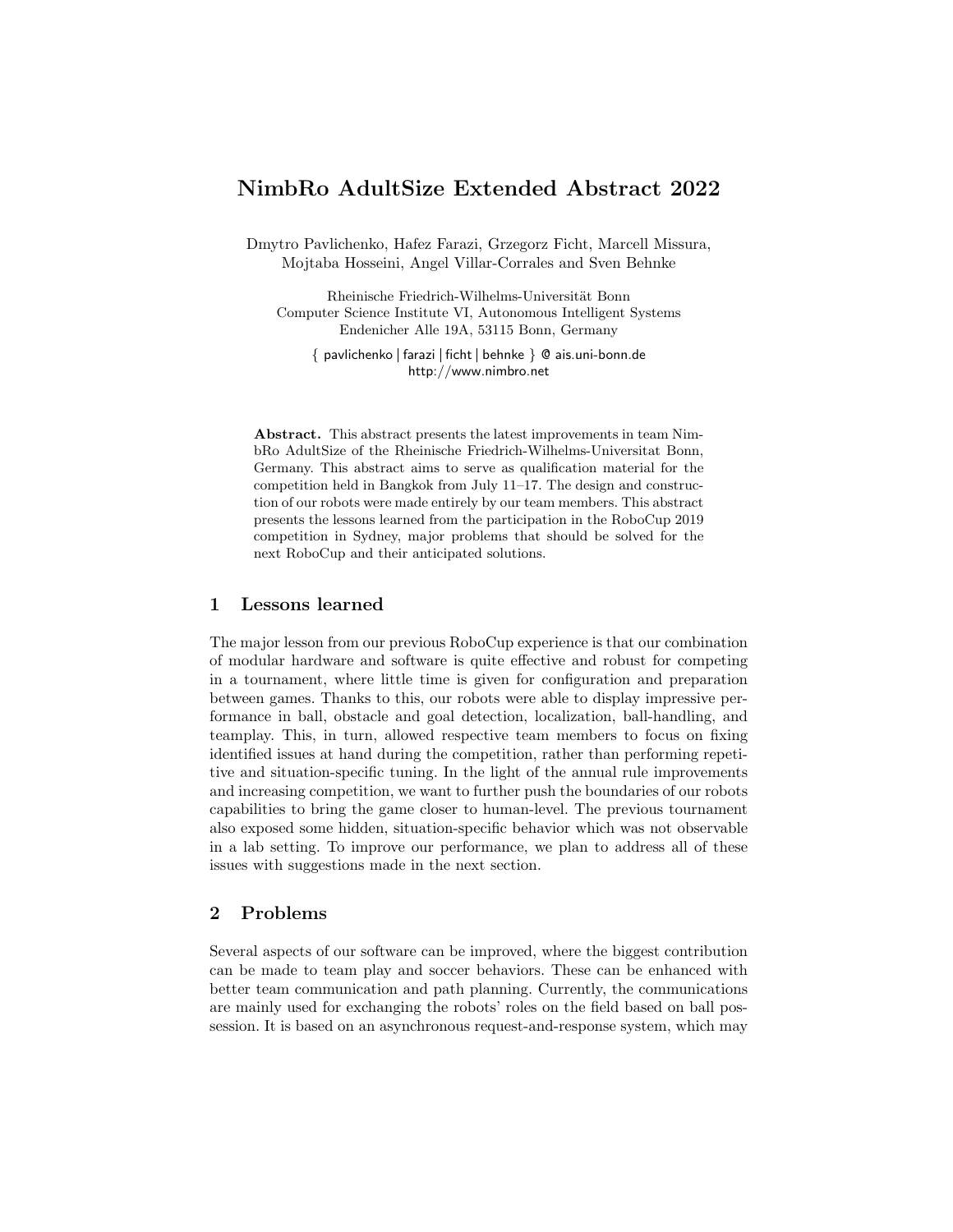# NimbRo AdultSize Extended Abstract 2022

Dmytro Pavlichenko, Hafez Farazi, Grzegorz Ficht, Marcell Missura, Mojtaba Hosseini, Angel Villar-Corrales and Sven Behnke

Rheinische Friedrich-Wilhelms-Universität Bonn
Computer Science Institute VI, Autonomous Intelligent Systems
Endenicher Alle 19A, 53115 Bonn, Germany

{ pavlichenko | farazi | ficht | behnke } @ ais.uni-bonn.de
http://www.nimbro.net

**Abstract.** This abstract presents the latest improvements in team NimbRo AdultSize of the Rheinische Friedrich-Wilhelms-Universitat Bonn, Germany. This abstract aims to serve as qualification material for the competition held in Bangkok from July 11–17. The design and construction of our robots were made entirely by our team members. This abstract presents the lessons learned from the participation in the RoboCup 2019 competition in Sydney, major problems that should be solved for the next RoboCup and their anticipated solutions.

## 1 Lessons learned

The major lesson from our previous RoboCup experience is that our combination of modular hardware and software is quite effective and robust for competing in a tournament, where little time is given for configuration and preparation between games. Thanks to this, our robots were able to display impressive performance in ball, obstacle and goal detection, localization, ball-handling, and teamplay. This, in turn, allowed respective team members to focus on fixing identified issues at hand during the competition, rather than performing repetitive and situation-specific tuning. In the light of the annual rule improvements and increasing competition, we want to further push the boundaries of our robots capabilities to bring the game closer to human-level. The previous tournament also exposed some hidden, situation-specific behavior which was not observable in a lab setting. To improve our performance, we plan to address all of these issues with suggestions made in the next section.

## 2 Problems

Several aspects of our software can be improved, where the biggest contribution can be made to team play and soccer behaviors. These can be enhanced with better team communication and path planning. Currently, the communications are mainly used for exchanging the robots' roles on the field based on ball possession. It is based on an asynchronous request-and-response system, which may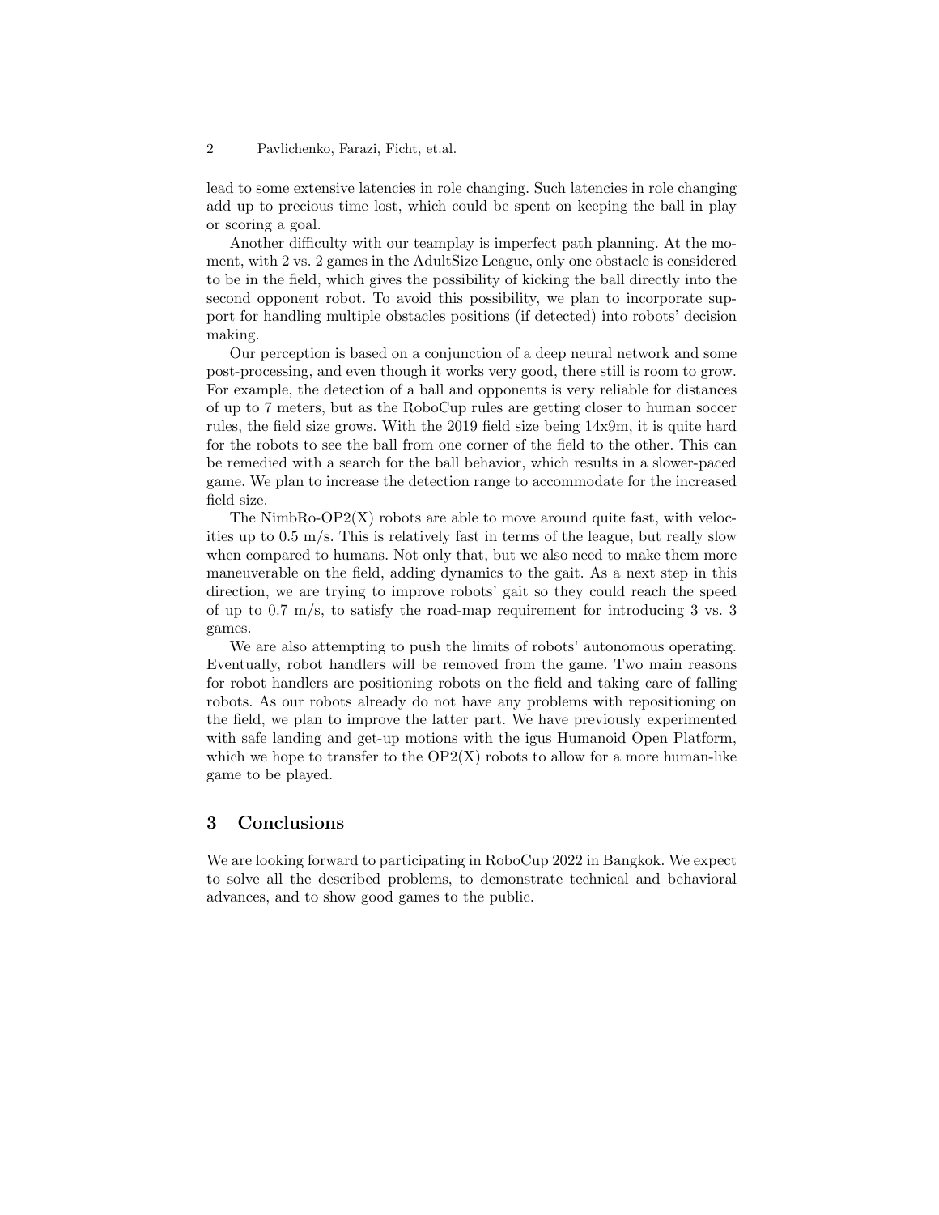lead to some extensive latencies in role changing. Such latencies in role changing add up to precious time lost, which could be spent on keeping the ball in play or scoring a goal.

Another difficulty with our teamplay is imperfect path planning. At the moment, with 2 vs. 2 games in the AdultSize League, only one obstacle is considered to be in the field, which gives the possibility of kicking the ball directly into the second opponent robot. To avoid this possibility, we plan to incorporate support for handling multiple obstacles positions (if detected) into robots' decision making.

Our perception is based on a conjunction of a deep neural network and some post-processing, and even though it works very good, there still is room to grow. For example, the detection of a ball and opponents is very reliable for distances of up to 7 meters, but as the RoboCup rules are getting closer to human soccer rules, the field size grows. With the 2019 field size being 14x9m, it is quite hard for the robots to see the ball from one corner of the field to the other. This can be remedied with a search for the ball behavior, which results in a slower-paced game. We plan to increase the detection range to accommodate for the increased field size.

The NimbRo-OP2(X) robots are able to move around quite fast, with velocities up to 0.5 m/s. This is relatively fast in terms of the league, but really slow when compared to humans. Not only that, but we also need to make them more maneuverable on the field, adding dynamics to the gait. As a next step in this direction, we are trying to improve robots' gait so they could reach the speed of up to 0.7 m/s, to satisfy the road-map requirement for introducing 3 vs. 3 games.

We are also attempting to push the limits of robots' autonomous operating. Eventually, robot handlers will be removed from the game. Two main reasons for robot handlers are positioning robots on the field and taking care of falling robots. As our robots already do not have any problems with repositioning on the field, we plan to improve the latter part. We have previously experimented with safe landing and get-up motions with the igus Humanoid Open Platform, which we hope to transfer to the OP2(X) robots to allow for a more human-like game to be played.

## 3 Conclusions

We are looking forward to participating in RoboCup 2022 in Bangkok. We expect to solve all the described problems, to demonstrate technical and behavioral advances, and to show good games to the public.